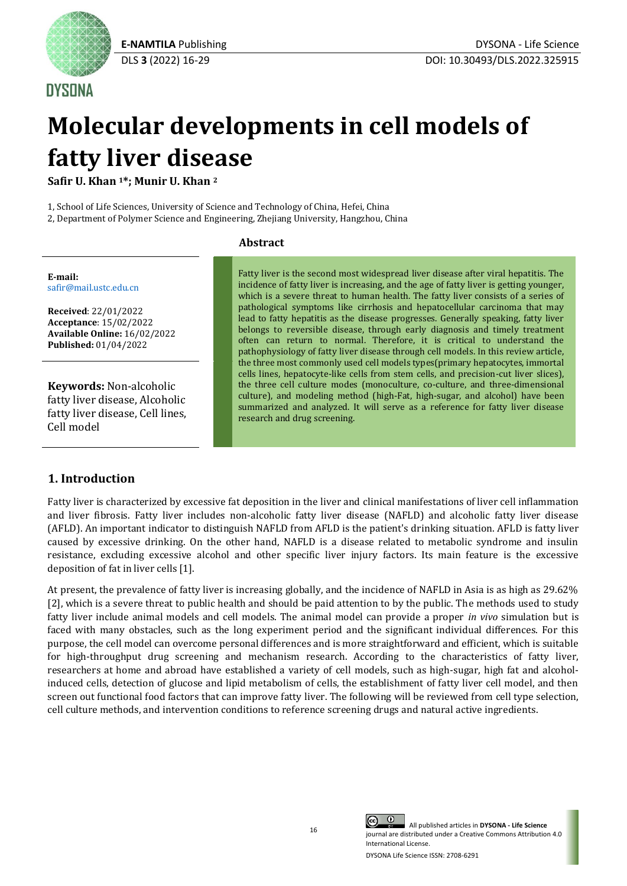# Molecular developments in cell models of fatty liver disease

**Safir U. Khan [1]*; Munir U. Khan [2]**

1, School of Life Sciences, University of Science and Technology of China, Hefei, China
2, Department of Polymer Science and Engineering, Zhejiang University, Hangzhou, China

**E-mail:**
safir@mail.ustc.edu.cn

**Received**: 22/01/2022
**Acceptance**: 15/02/2022
**Available Online:** 16/02/2022
**Published:** 01/04/2022

**Keywords:** Non-alcoholic fatty liver disease, Alcoholic fatty liver disease, Cell lines, Cell model

## Abstract

Fatty liver is the second most widespread liver disease after viral hepatitis. The incidence of fatty liver is increasing, and the age of fatty liver is getting younger, which is a severe threat to human health. The fatty liver consists of a series of pathological symptoms like cirrhosis and hepatocellular carcinoma that may lead to fatty hepatitis as the disease progresses. Generally speaking, fatty liver belongs to reversible disease, through early diagnosis and timely treatment often can return to normal. Therefore, it is critical to understand the pathophysiology of fatty liver disease through cell models. In this review article, the three most commonly used cell models types(primary hepatocytes, immortal cells lines, hepatocyte-like cells from stem cells, and precision-cut liver slices), the three cell culture modes (monoculture, co-culture, and three-dimensional culture), and modeling method (high-Fat, high-sugar, and alcohol) have been summarized and analyzed. It will serve as a reference for fatty liver disease research and drug screening.

## 1. Introduction

Fatty liver is characterized by excessive fat deposition in the liver and clinical manifestations of liver cell inflammation and liver fibrosis. Fatty liver includes non-alcoholic fatty liver disease (NAFLD) and alcoholic fatty liver disease (AFLD). An important indicator to distinguish NAFLD from AFLD is the patient's drinking situation. AFLD is fatty liver caused by excessive drinking. On the other hand, NAFLD is a disease related to metabolic syndrome and insulin resistance, excluding excessive alcohol and other specific liver injury factors. Its main feature is the excessive deposition of fat in liver cells [1].

At present, the prevalence of fatty liver is increasing globally, and the incidence of NAFLD in Asia is as high as 29.62% [2], which is a severe threat to public health and should be paid attention to by the public. The methods used to study fatty liver include animal models and cell models. The animal model can provide a proper *in vivo* simulation but is faced with many obstacles, such as the long experiment period and the significant individual differences. For this purpose, the cell model can overcome personal differences and is more straightforward and efficient, which is suitable for high-throughput drug screening and mechanism research. According to the characteristics of fatty liver, researchers at home and abroad have established a variety of cell models, such as high-sugar, high fat and alcohol-induced cells, detection of glucose and lipid metabolism of cells, the establishment of fatty liver cell model, and then screen out functional food factors that can improve fatty liver. The following will be reviewed from cell type selection, cell culture methods, and intervention conditions to reference screening drugs and natural active ingredients.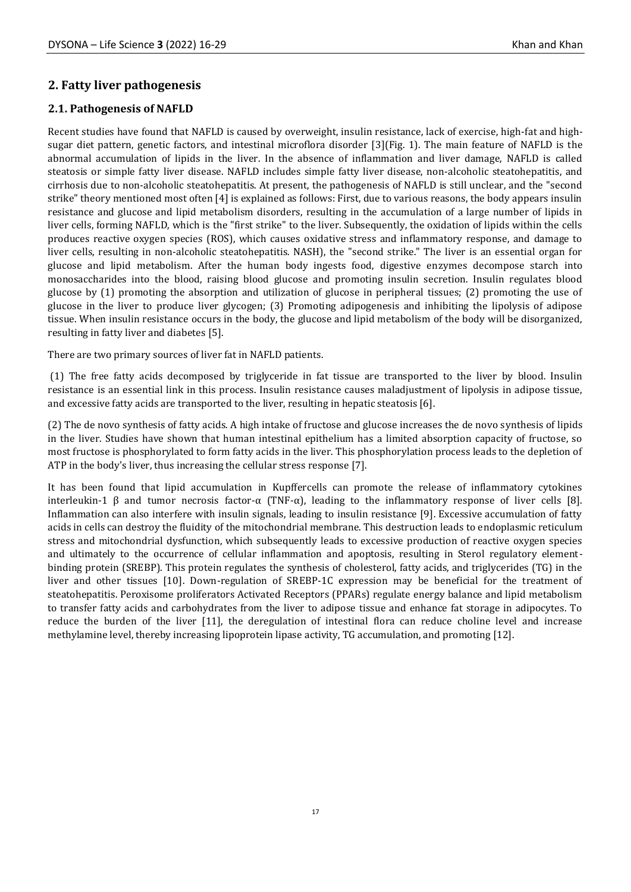## 2. Fatty liver pathogenesis

### 2.1. Pathogenesis of NAFLD

Recent studies have found that NAFLD is caused by overweight, insulin resistance, lack of exercise, high-fat and high-sugar diet pattern, genetic factors, and intestinal microflora disorder [3](Fig. 1). The main feature of NAFLD is the abnormal accumulation of lipids in the liver. In the absence of inflammation and liver damage, NAFLD is called steatosis or simple fatty liver disease. NAFLD includes simple fatty liver disease, non-alcoholic steatohepatitis, and cirrhosis due to non-alcoholic steatohepatitis. At present, the pathogenesis of NAFLD is still unclear, and the "second strike" theory mentioned most often [4] is explained as follows: First, due to various reasons, the body appears insulin resistance and glucose and lipid metabolism disorders, resulting in the accumulation of a large number of lipids in liver cells, forming NAFLD, which is the "first strike" to the liver. Subsequently, the oxidation of lipids within the cells produces reactive oxygen species (ROS), which causes oxidative stress and inflammatory response, and damage to liver cells, resulting in non-alcoholic steatohepatitis. NASH), the "second strike." The liver is an essential organ for glucose and lipid metabolism. After the human body ingests food, digestive enzymes decompose starch into monosaccharides into the blood, raising blood glucose and promoting insulin secretion. Insulin regulates blood glucose by (1) promoting the absorption and utilization of glucose in peripheral tissues; (2) promoting the use of glucose in the liver to produce liver glycogen; (3) Promoting adipogenesis and inhibiting the lipolysis of adipose tissue. When insulin resistance occurs in the body, the glucose and lipid metabolism of the body will be disorganized, resulting in fatty liver and diabetes [5].

There are two primary sources of liver fat in NAFLD patients.

(1) The free fatty acids decomposed by triglyceride in fat tissue are transported to the liver by blood. Insulin resistance is an essential link in this process. Insulin resistance causes maladjustment of lipolysis in adipose tissue, and excessive fatty acids are transported to the liver, resulting in hepatic steatosis [6].

(2) The de novo synthesis of fatty acids. A high intake of fructose and glucose increases the de novo synthesis of lipids in the liver. Studies have shown that human intestinal epithelium has a limited absorption capacity of fructose, so most fructose is phosphorylated to form fatty acids in the liver. This phosphorylation process leads to the depletion of ATP in the body's liver, thus increasing the cellular stress response [7].

It has been found that lipid accumulation in Kupffercells can promote the release of inflammatory cytokines interleukin-1 β and tumor necrosis factor-α (TNF-α), leading to the inflammatory response of liver cells [8]. Inflammation can also interfere with insulin signals, leading to insulin resistance [9]. Excessive accumulation of fatty acids in cells can destroy the fluidity of the mitochondrial membrane. This destruction leads to endoplasmic reticulum stress and mitochondrial dysfunction, which subsequently leads to excessive production of reactive oxygen species and ultimately to the occurrence of cellular inflammation and apoptosis, resulting in Sterol regulatory element-binding protein (SREBP). This protein regulates the synthesis of cholesterol, fatty acids, and triglycerides (TG) in the liver and other tissues [10]. Down-regulation of SREBP-1C expression may be beneficial for the treatment of steatohepatitis. Peroxisome proliferators Activated Receptors (PPARs) regulate energy balance and lipid metabolism to transfer fatty acids and carbohydrates from the liver to adipose tissue and enhance fat storage in adipocytes. To reduce the burden of the liver [11], the deregulation of intestinal flora can reduce choline level and increase methylamine level, thereby increasing lipoprotein lipase activity, TG accumulation, and promoting [12].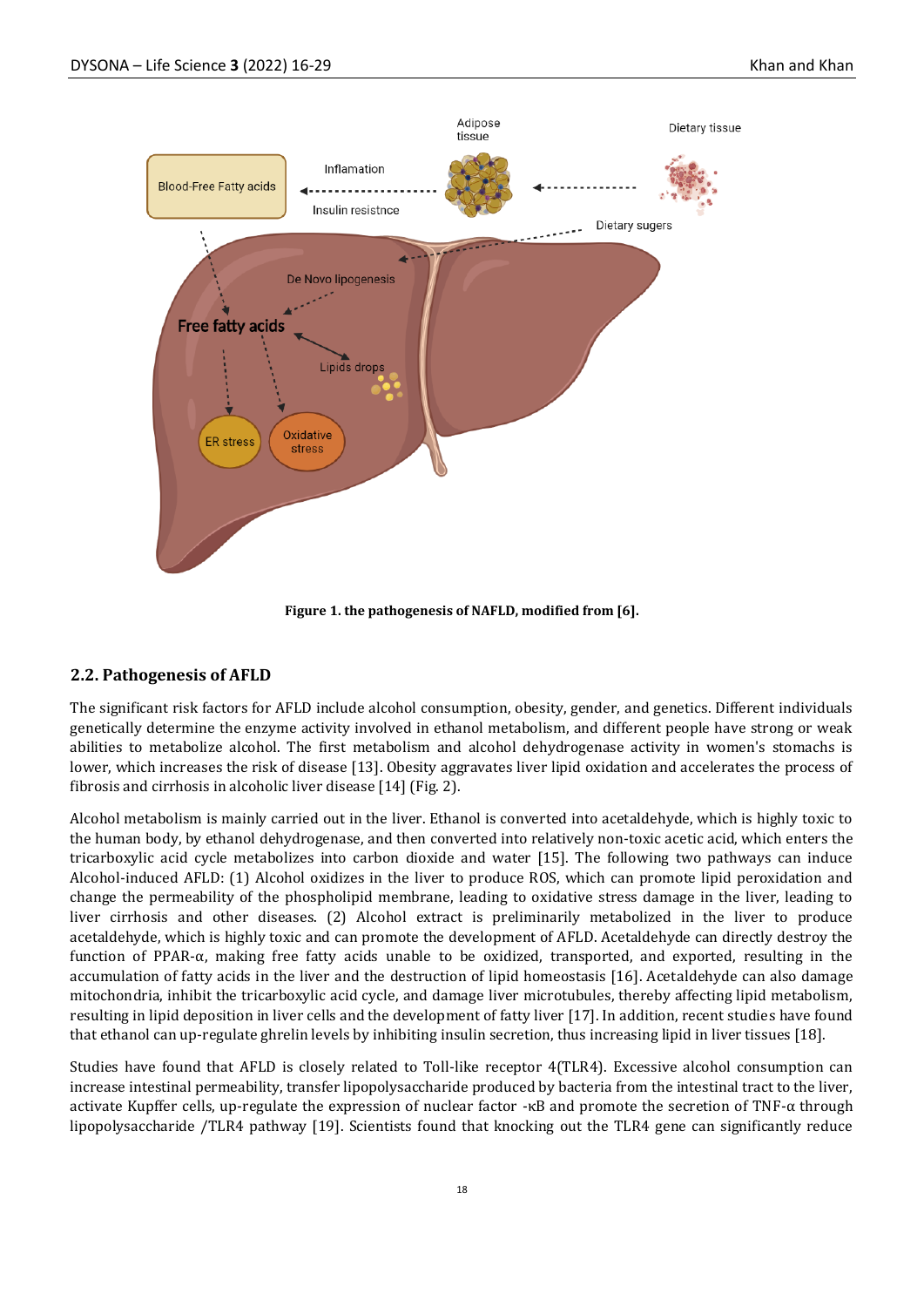**Figure 1. the pathogenesis of NAFLD, modified from [6].**

## 2.2. Pathogenesis of AFLD

The significant risk factors for AFLD include alcohol consumption, obesity, gender, and genetics. Different individuals genetically determine the enzyme activity involved in ethanol metabolism, and different people have strong or weak abilities to metabolize alcohol. The first metabolism and alcohol dehydrogenase activity in women's stomachs is lower, which increases the risk of disease [13]. Obesity aggravates liver lipid oxidation and accelerates the process of fibrosis and cirrhosis in alcoholic liver disease [14] (Fig. 2).

Alcohol metabolism is mainly carried out in the liver. Ethanol is converted into acetaldehyde, which is highly toxic to the human body, by ethanol dehydrogenase, and then converted into relatively non-toxic acetic acid, which enters the tricarboxylic acid cycle metabolizes into carbon dioxide and water [15]. The following two pathways can induce Alcohol-induced AFLD: (1) Alcohol oxidizes in the liver to produce ROS, which can promote lipid peroxidation and change the permeability of the phospholipid membrane, leading to oxidative stress damage in the liver, leading to liver cirrhosis and other diseases. (2) Alcohol extract is preliminarily metabolized in the liver to produce acetaldehyde, which is highly toxic and can promote the development of AFLD. Acetaldehyde can directly destroy the function of PPAR-α, making free fatty acids unable to be oxidized, transported, and exported, resulting in the accumulation of fatty acids in the liver and the destruction of lipid homeostasis [16]. Acetaldehyde can also damage mitochondria, inhibit the tricarboxylic acid cycle, and damage liver microtubules, thereby affecting lipid metabolism, resulting in lipid deposition in liver cells and the development of fatty liver [17]. In addition, recent studies have found that ethanol can up-regulate ghrelin levels by inhibiting insulin secretion, thus increasing lipid in liver tissues [18].

Studies have found that AFLD is closely related to Toll-like receptor 4(TLR4). Excessive alcohol consumption can increase intestinal permeability, transfer lipopolysaccharide produced by bacteria from the intestinal tract to the liver, activate Kupffer cells, up-regulate the expression of nuclear factor -κB and promote the secretion of TNF-α through lipopolysaccharide /TLR4 pathway [19]. Scientists found that knocking out the TLR4 gene can significantly reduce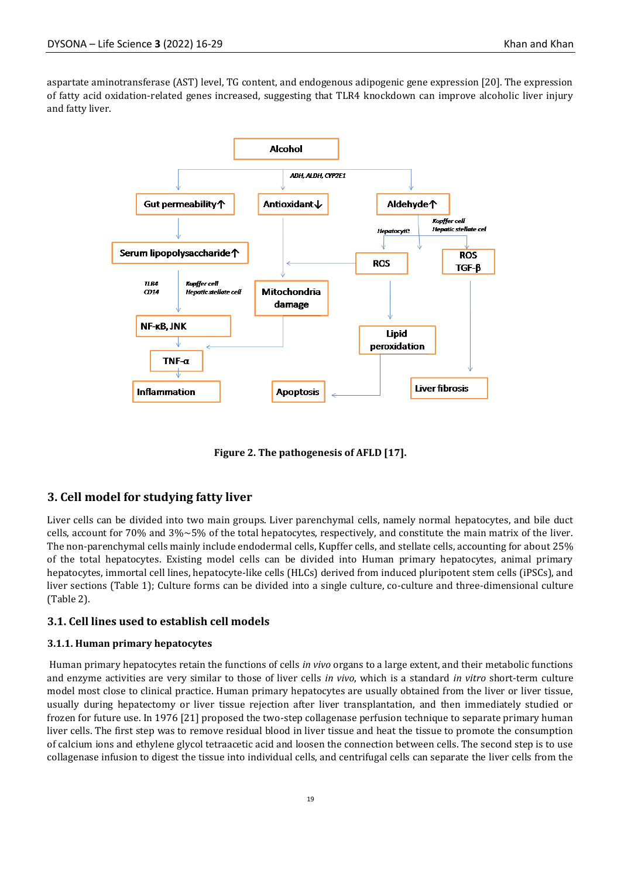aspartate aminotransferase (AST) level, TG content, and endogenous adipogenic gene expression [20]. The expression of fatty acid oxidation-related genes increased, suggesting that TLR4 knockdown can improve alcoholic liver injury and fatty liver.

**Figure 2. The pathogenesis of AFLD [17].**

## 3. Cell model for studying fatty liver

Liver cells can be divided into two main groups. Liver parenchymal cells, namely normal hepatocytes, and bile duct cells, account for 70% and 3%~5% of the total hepatocytes, respectively, and constitute the main matrix of the liver. The non-parenchymal cells mainly include endodermal cells, Kupffer cells, and stellate cells, accounting for about 25% of the total hepatocytes. Existing model cells can be divided into Human primary hepatocytes, animal primary hepatocytes, immortal cell lines, hepatocyte-like cells (HLCs) derived from induced pluripotent stem cells (iPSCs), and liver sections (Table 1); Culture forms can be divided into a single culture, co-culture and three-dimensional culture (Table 2).

### 3.1. Cell lines used to establish cell models

#### 3.1.1. Human primary hepatocytes

Human primary hepatocytes retain the functions of cells *in vivo* organs to a large extent, and their metabolic functions and enzyme activities are very similar to those of liver cells *in vivo*, which is a standard *in vitro* short-term culture model most close to clinical practice. Human primary hepatocytes are usually obtained from the liver or liver tissue, usually during hepatectomy or liver tissue rejection after liver transplantation, and then immediately studied or frozen for future use. In 1976 [21] proposed the two-step collagenase perfusion technique to separate primary human liver cells. The first step was to remove residual blood in liver tissue and heat the tissue to promote the consumption of calcium ions and ethylene glycol tetraacetic acid and loosen the connection between cells. The second step is to use collagenase infusion to digest the tissue into individual cells, and centrifugal cells can separate the liver cells from the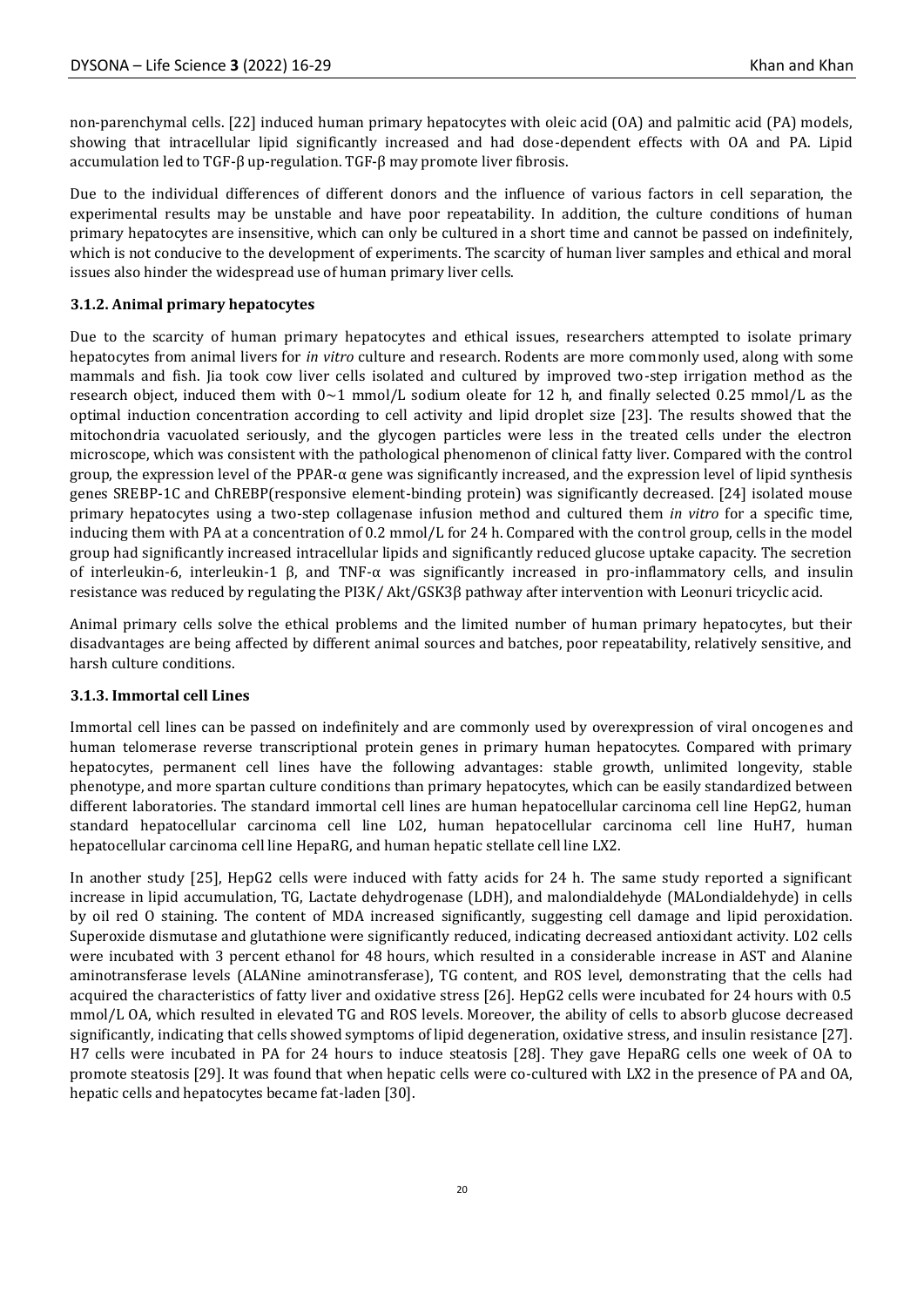non-parenchymal cells. [22] induced human primary hepatocytes with oleic acid (OA) and palmitic acid (PA) models, showing that intracellular lipid significantly increased and had dose-dependent effects with OA and PA. Lipid accumulation led to TGF-β up-regulation. TGF-β may promote liver fibrosis.

Due to the individual differences of different donors and the influence of various factors in cell separation, the experimental results may be unstable and have poor repeatability. In addition, the culture conditions of human primary hepatocytes are insensitive, which can only be cultured in a short time and cannot be passed on indefinitely, which is not conducive to the development of experiments. The scarcity of human liver samples and ethical and moral issues also hinder the widespread use of human primary liver cells.

### 3.1.2. Animal primary hepatocytes

Due to the scarcity of human primary hepatocytes and ethical issues, researchers attempted to isolate primary hepatocytes from animal livers for *in vitro* culture and research. Rodents are more commonly used, along with some mammals and fish. Jia took cow liver cells isolated and cultured by improved two-step irrigation method as the research object, induced them with 0~1 mmol/L sodium oleate for 12 h, and finally selected 0.25 mmol/L as the optimal induction concentration according to cell activity and lipid droplet size [23]. The results showed that the mitochondria vacuolated seriously, and the glycogen particles were less in the treated cells under the electron microscope, which was consistent with the pathological phenomenon of clinical fatty liver. Compared with the control group, the expression level of the PPAR-α gene was significantly increased, and the expression level of lipid synthesis genes SREBP-1C and ChREBP(responsive element-binding protein) was significantly decreased. [24] isolated mouse primary hepatocytes using a two-step collagenase infusion method and cultured them *in vitro* for a specific time, inducing them with PA at a concentration of 0.2 mmol/L for 24 h. Compared with the control group, cells in the model group had significantly increased intracellular lipids and significantly reduced glucose uptake capacity. The secretion of interleukin-6, interleukin-1 β, and TNF-α was significantly increased in pro-inflammatory cells, and insulin resistance was reduced by regulating the PI3K/ Akt/GSK3β pathway after intervention with Leonuri tricyclic acid.

Animal primary cells solve the ethical problems and the limited number of human primary hepatocytes, but their disadvantages are being affected by different animal sources and batches, poor repeatability, relatively sensitive, and harsh culture conditions.

### 3.1.3. Immortal cell Lines

Immortal cell lines can be passed on indefinitely and are commonly used by overexpression of viral oncogenes and human telomerase reverse transcriptional protein genes in primary human hepatocytes. Compared with primary hepatocytes, permanent cell lines have the following advantages: stable growth, unlimited longevity, stable phenotype, and more spartan culture conditions than primary hepatocytes, which can be easily standardized between different laboratories. The standard immortal cell lines are human hepatocellular carcinoma cell line HepG2, human standard hepatocellular carcinoma cell line L02, human hepatocellular carcinoma cell line HuH7, human hepatocellular carcinoma cell line HepaRG, and human hepatic stellate cell line LX2.

In another study [25], HepG2 cells were induced with fatty acids for 24 h. The same study reported a significant increase in lipid accumulation, TG, Lactate dehydrogenase (LDH), and malondialdehyde (MALondialdehyde) in cells by oil red O staining. The content of MDA increased significantly, suggesting cell damage and lipid peroxidation. Superoxide dismutase and glutathione were significantly reduced, indicating decreased antioxidant activity. L02 cells were incubated with 3 percent ethanol for 48 hours, which resulted in a considerable increase in AST and Alanine aminotransferase levels (ALANine aminotransferase), TG content, and ROS level, demonstrating that the cells had acquired the characteristics of fatty liver and oxidative stress [26]. HepG2 cells were incubated for 24 hours with 0.5 mmol/L OA, which resulted in elevated TG and ROS levels. Moreover, the ability of cells to absorb glucose decreased significantly, indicating that cells showed symptoms of lipid degeneration, oxidative stress, and insulin resistance [27]. H7 cells were incubated in PA for 24 hours to induce steatosis [28]. They gave HepaRG cells one week of OA to promote steatosis [29]. It was found that when hepatic cells were co-cultured with LX2 in the presence of PA and OA, hepatic cells and hepatocytes became fat-laden [30].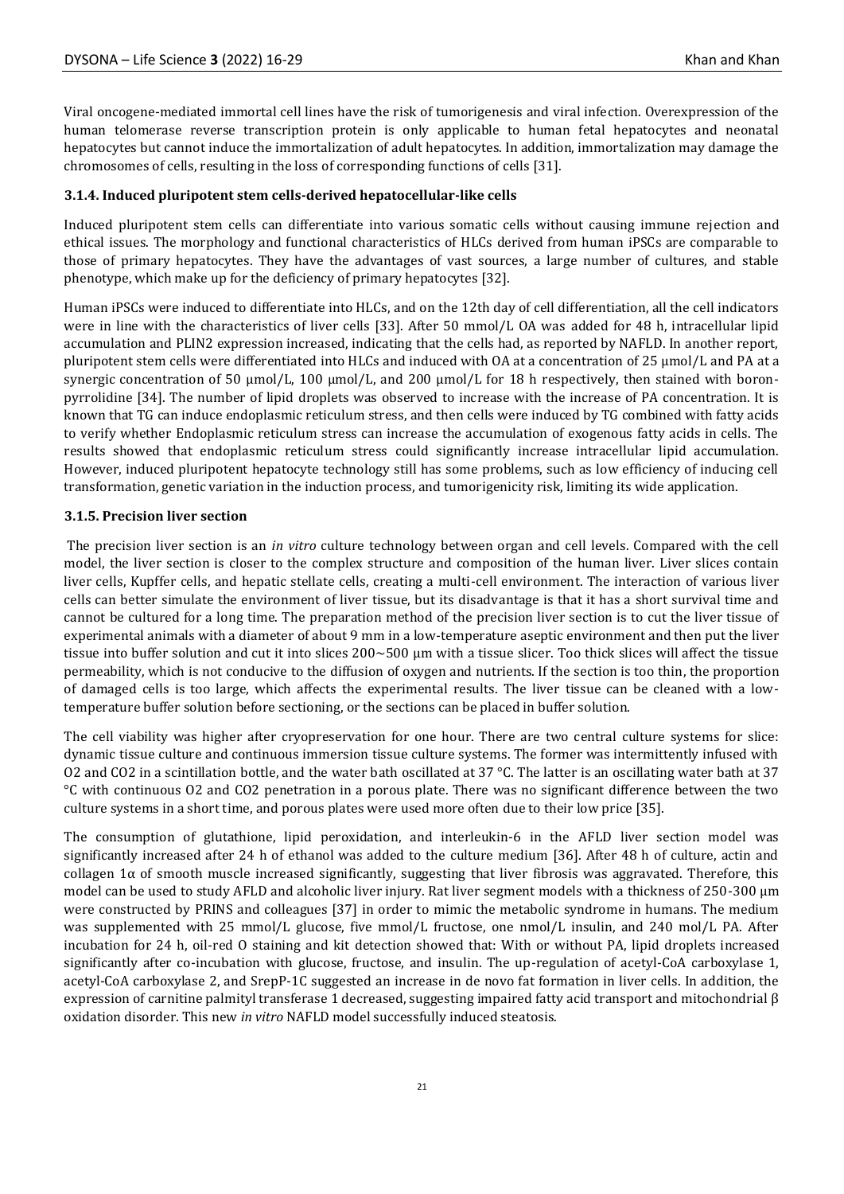Viral oncogene-mediated immortal cell lines have the risk of tumorigenesis and viral infection. Overexpression of the human telomerase reverse transcription protein is only applicable to human fetal hepatocytes and neonatal hepatocytes but cannot induce the immortalization of adult hepatocytes. In addition, immortalization may damage the chromosomes of cells, resulting in the loss of corresponding functions of cells [31].

### 3.1.4. Induced pluripotent stem cells-derived hepatocellular-like cells

Induced pluripotent stem cells can differentiate into various somatic cells without causing immune rejection and ethical issues. The morphology and functional characteristics of HLCs derived from human iPSCs are comparable to those of primary hepatocytes. They have the advantages of vast sources, a large number of cultures, and stable phenotype, which make up for the deficiency of primary hepatocytes [32].

Human iPSCs were induced to differentiate into HLCs, and on the 12th day of cell differentiation, all the cell indicators were in line with the characteristics of liver cells [33]. After 50 mmol/L OA was added for 48 h, intracellular lipid accumulation and PLIN2 expression increased, indicating that the cells had, as reported by NAFLD. In another report, pluripotent stem cells were differentiated into HLCs and induced with OA at a concentration of 25 μmol/L and PA at a synergic concentration of 50 μmol/L, 100 μmol/L, and 200 μmol/L for 18 h respectively, then stained with boron-pyrrolidine [34]. The number of lipid droplets was observed to increase with the increase of PA concentration. It is known that TG can induce endoplasmic reticulum stress, and then cells were induced by TG combined with fatty acids to verify whether Endoplasmic reticulum stress can increase the accumulation of exogenous fatty acids in cells. The results showed that endoplasmic reticulum stress could significantly increase intracellular lipid accumulation. However, induced pluripotent hepatocyte technology still has some problems, such as low efficiency of inducing cell transformation, genetic variation in the induction process, and tumorigenicity risk, limiting its wide application.

### 3.1.5. Precision liver section

The precision liver section is an *in vitro* culture technology between organ and cell levels. Compared with the cell model, the liver section is closer to the complex structure and composition of the human liver. Liver slices contain liver cells, Kupffer cells, and hepatic stellate cells, creating a multi-cell environment. The interaction of various liver cells can better simulate the environment of liver tissue, but its disadvantage is that it has a short survival time and cannot be cultured for a long time. The preparation method of the precision liver section is to cut the liver tissue of experimental animals with a diameter of about 9 mm in a low-temperature aseptic environment and then put the liver tissue into buffer solution and cut it into slices 200~500 μm with a tissue slicer. Too thick slices will affect the tissue permeability, which is not conducive to the diffusion of oxygen and nutrients. If the section is too thin, the proportion of damaged cells is too large, which affects the experimental results. The liver tissue can be cleaned with a low-temperature buffer solution before sectioning, or the sections can be placed in buffer solution.

The cell viability was higher after cryopreservation for one hour. There are two central culture systems for slice: dynamic tissue culture and continuous immersion tissue culture systems. The former was intermittently infused with O2 and CO2 in a scintillation bottle, and the water bath oscillated at 37 °C. The latter is an oscillating water bath at 37 °C with continuous O2 and CO2 penetration in a porous plate. There was no significant difference between the two culture systems in a short time, and porous plates were used more often due to their low price [35].

The consumption of glutathione, lipid peroxidation, and interleukin-6 in the AFLD liver section model was significantly increased after 24 h of ethanol was added to the culture medium [36]. After 48 h of culture, actin and collagen 1α of smooth muscle increased significantly, suggesting that liver fibrosis was aggravated. Therefore, this model can be used to study AFLD and alcoholic liver injury. Rat liver segment models with a thickness of 250-300 μm were constructed by PRINS and colleagues [37] in order to mimic the metabolic syndrome in humans. The medium was supplemented with 25 mmol/L glucose, five mmol/L fructose, one nmol/L insulin, and 240 mol/L PA. After incubation for 24 h, oil-red O staining and kit detection showed that: With or without PA, lipid droplets increased significantly after co-incubation with glucose, fructose, and insulin. The up-regulation of acetyl-CoA carboxylase 1, acetyl-CoA carboxylase 2, and SrepP-1C suggested an increase in de novo fat formation in liver cells. In addition, the expression of carnitine palmityl transferase 1 decreased, suggesting impaired fatty acid transport and mitochondrial β oxidation disorder. This new *in vitro* NAFLD model successfully induced steatosis.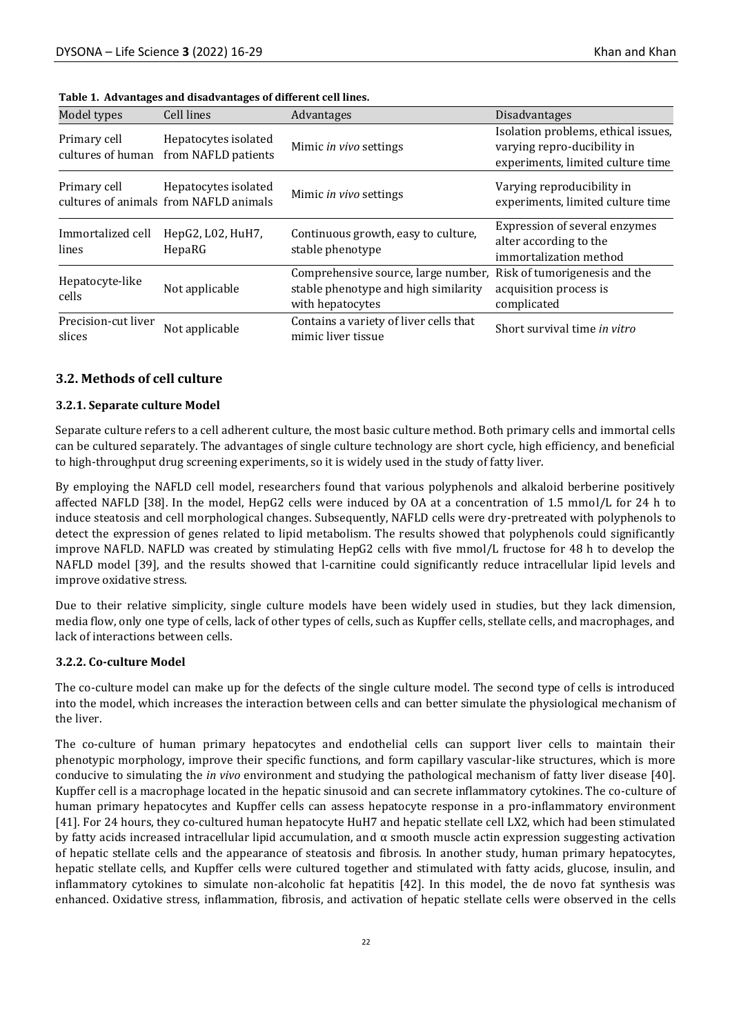**Table 1. Advantages and disadvantages of different cell lines.**

| Model types | Cell lines | Advantages | Disadvantages |
|---|---|---|---|
| Primary cell cultures of human | Hepatocytes isolated from NAFLD patients | Mimic *in vivo* settings | Isolation problems, ethical issues, varying repro-ducibility in experiments, limited culture time |
| Primary cell cultures of animals | Hepatocytes isolated from NAFLD animals | Mimic *in vivo* settings | Varying reproducibility in experiments, limited culture time |
| Immortalized cell lines | HepG2, L02, HuH7, HepaRG | Continuous growth, easy to culture, stable phenotype | Expression of several enzymes alter according to the immortalization method |
| Hepatocyte-like cells | Not applicable | Comprehensive source, large number, stable phenotype and high similarity with hepatocytes | Risk of tumorigenesis and the acquisition process is complicated |
| Precision-cut liver slices | Not applicable | Contains a variety of liver cells that mimic liver tissue | Short survival time *in vitro* |

## 3.2. Methods of cell culture

### 3.2.1. Separate culture Model

Separate culture refers to a cell adherent culture, the most basic culture method. Both primary cells and immortal cells can be cultured separately. The advantages of single culture technology are short cycle, high efficiency, and beneficial to high-throughput drug screening experiments, so it is widely used in the study of fatty liver.

By employing the NAFLD cell model, researchers found that various polyphenols and alkaloid berberine positively affected NAFLD [38]. In the model, HepG2 cells were induced by OA at a concentration of 1.5 mmol/L for 24 h to induce steatosis and cell morphological changes. Subsequently, NAFLD cells were dry-pretreated with polyphenols to detect the expression of genes related to lipid metabolism. The results showed that polyphenols could significantly improve NAFLD. NAFLD was created by stimulating HepG2 cells with five mmol/L fructose for 48 h to develop the NAFLD model [39], and the results showed that l-carnitine could significantly reduce intracellular lipid levels and improve oxidative stress.

Due to their relative simplicity, single culture models have been widely used in studies, but they lack dimension, media flow, only one type of cells, lack of other types of cells, such as Kupffer cells, stellate cells, and macrophages, and lack of interactions between cells.

### 3.2.2. Co-culture Model

The co-culture model can make up for the defects of the single culture model. The second type of cells is introduced into the model, which increases the interaction between cells and can better simulate the physiological mechanism of the liver.

The co-culture of human primary hepatocytes and endothelial cells can support liver cells to maintain their phenotypic morphology, improve their specific functions, and form capillary vascular-like structures, which is more conducive to simulating the *in vivo* environment and studying the pathological mechanism of fatty liver disease [40]. Kupffer cell is a macrophage located in the hepatic sinusoid and can secrete inflammatory cytokines. The co-culture of human primary hepatocytes and Kupffer cells can assess hepatocyte response in a pro-inflammatory environment [41]. For 24 hours, they co-cultured human hepatocyte HuH7 and hepatic stellate cell LX2, which had been stimulated by fatty acids increased intracellular lipid accumulation, and α smooth muscle actin expression suggesting activation of hepatic stellate cells and the appearance of steatosis and fibrosis. In another study, human primary hepatocytes, hepatic stellate cells, and Kupffer cells were cultured together and stimulated with fatty acids, glucose, insulin, and inflammatory cytokines to simulate non-alcoholic fat hepatitis [42]. In this model, the de novo fat synthesis was enhanced. Oxidative stress, inflammation, fibrosis, and activation of hepatic stellate cells were observed in the cells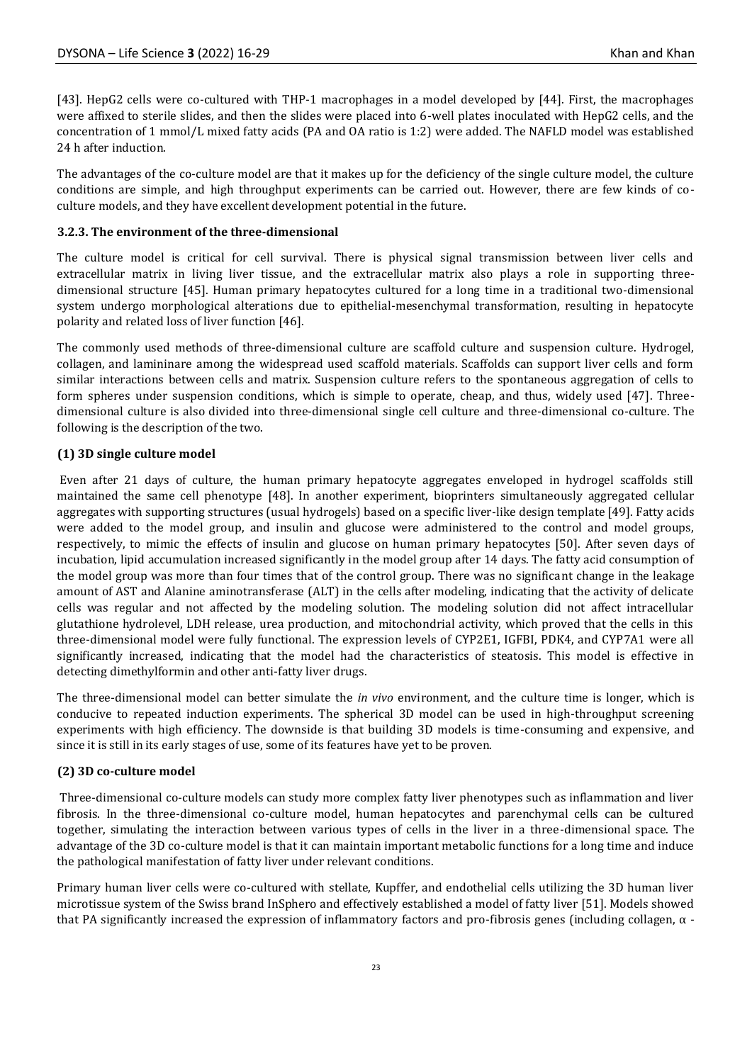[43]. HepG2 cells were co-cultured with THP-1 macrophages in a model developed by [44]. First, the macrophages were affixed to sterile slides, and then the slides were placed into 6-well plates inoculated with HepG2 cells, and the concentration of 1 mmol/L mixed fatty acids (PA and OA ratio is 1:2) were added. The NAFLD model was established 24 h after induction.

The advantages of the co-culture model are that it makes up for the deficiency of the single culture model, the culture conditions are simple, and high throughput experiments can be carried out. However, there are few kinds of co-culture models, and they have excellent development potential in the future.

### 3.2.3. The environment of the three-dimensional

The culture model is critical for cell survival. There is physical signal transmission between liver cells and extracellular matrix in living liver tissue, and the extracellular matrix also plays a role in supporting three-dimensional structure [45]. Human primary hepatocytes cultured for a long time in a traditional two-dimensional system undergo morphological alterations due to epithelial-mesenchymal transformation, resulting in hepatocyte polarity and related loss of liver function [46].

The commonly used methods of three-dimensional culture are scaffold culture and suspension culture. Hydrogel, collagen, and lamininare among the widespread used scaffold materials. Scaffolds can support liver cells and form similar interactions between cells and matrix. Suspension culture refers to the spontaneous aggregation of cells to form spheres under suspension conditions, which is simple to operate, cheap, and thus, widely used [47]. Three-dimensional culture is also divided into three-dimensional single cell culture and three-dimensional co-culture. The following is the description of the two.

#### (1) 3D single culture model

Even after 21 days of culture, the human primary hepatocyte aggregates enveloped in hydrogel scaffolds still maintained the same cell phenotype [48]. In another experiment, bioprinters simultaneously aggregated cellular aggregates with supporting structures (usual hydrogels) based on a specific liver-like design template [49]. Fatty acids were added to the model group, and insulin and glucose were administered to the control and model groups, respectively, to mimic the effects of insulin and glucose on human primary hepatocytes [50]. After seven days of incubation, lipid accumulation increased significantly in the model group after 14 days. The fatty acid consumption of the model group was more than four times that of the control group. There was no significant change in the leakage amount of AST and Alanine aminotransferase (ALT) in the cells after modeling, indicating that the activity of delicate cells was regular and not affected by the modeling solution. The modeling solution did not affect intracellular glutathione hydrolevel, LDH release, urea production, and mitochondrial activity, which proved that the cells in this three-dimensional model were fully functional. The expression levels of CYP2E1, IGFBI, PDK4, and CYP7A1 were all significantly increased, indicating that the model had the characteristics of steatosis. This model is effective in detecting dimethylformin and other anti-fatty liver drugs.

The three-dimensional model can better simulate the *in vivo* environment, and the culture time is longer, which is conducive to repeated induction experiments. The spherical 3D model can be used in high-throughput screening experiments with high efficiency. The downside is that building 3D models is time-consuming and expensive, and since it is still in its early stages of use, some of its features have yet to be proven.

#### (2) 3D co-culture model

Three-dimensional co-culture models can study more complex fatty liver phenotypes such as inflammation and liver fibrosis. In the three-dimensional co-culture model, human hepatocytes and parenchymal cells can be cultured together, simulating the interaction between various types of cells in the liver in a three-dimensional space. The advantage of the 3D co-culture model is that it can maintain important metabolic functions for a long time and induce the pathological manifestation of fatty liver under relevant conditions.

Primary human liver cells were co-cultured with stellate, Kupffer, and endothelial cells utilizing the 3D human liver microtissue system of the Swiss brand InSphero and effectively established a model of fatty liver [51]. Models showed that PA significantly increased the expression of inflammatory factors and pro-fibrosis genes (including collagen, α -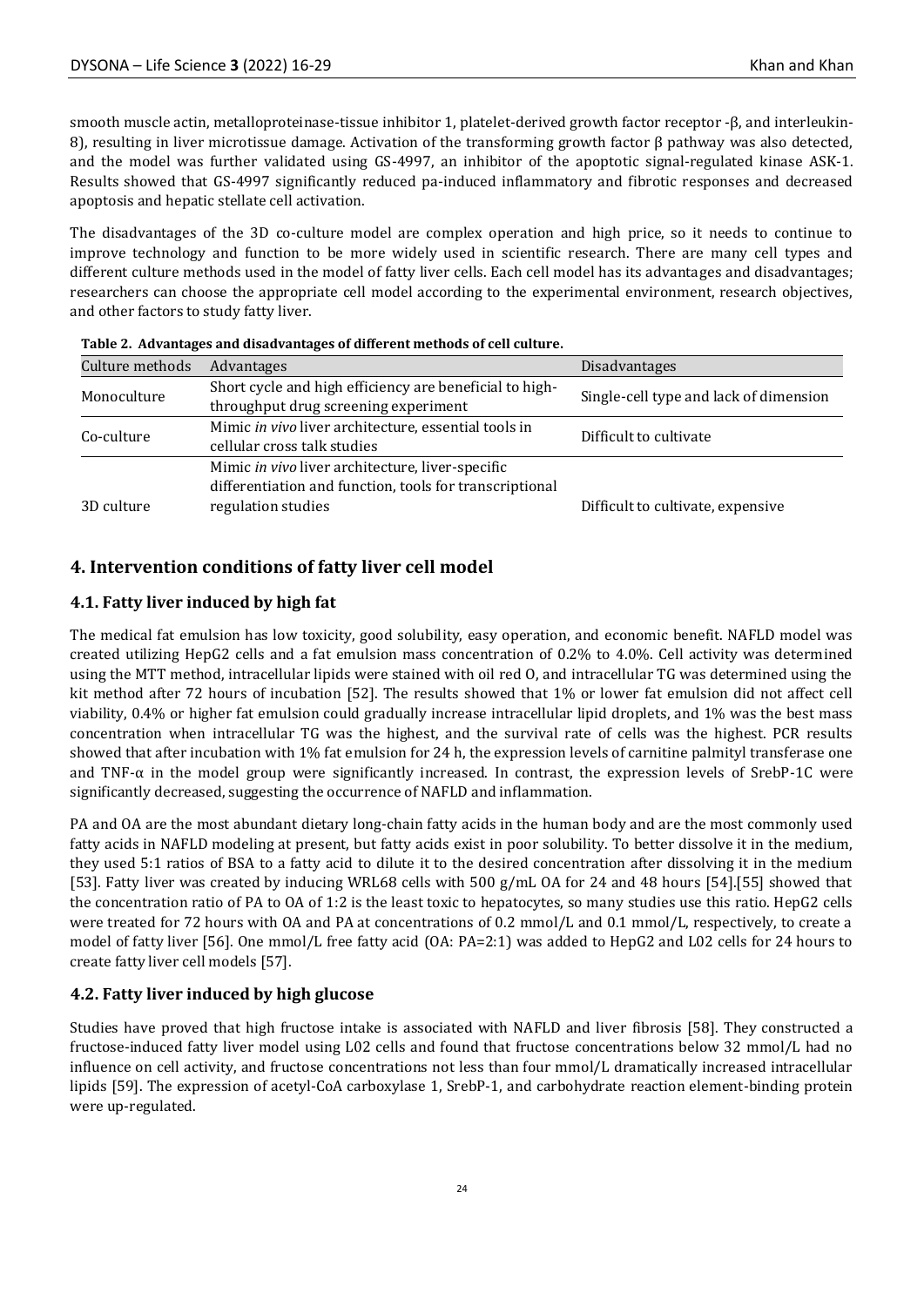smooth muscle actin, metalloproteinase-tissue inhibitor 1, platelet-derived growth factor receptor -β, and interleukin-8), resulting in liver microtissue damage. Activation of the transforming growth factor β pathway was also detected, and the model was further validated using GS-4997, an inhibitor of the apoptotic signal-regulated kinase ASK-1. Results showed that GS-4997 significantly reduced pa-induced inflammatory and fibrotic responses and decreased apoptosis and hepatic stellate cell activation.

The disadvantages of the 3D co-culture model are complex operation and high price, so it needs to continue to improve technology and function to be more widely used in scientific research. There are many cell types and different culture methods used in the model of fatty liver cells. Each cell model has its advantages and disadvantages; researchers can choose the appropriate cell model according to the experimental environment, research objectives, and other factors to study fatty liver.

**Table 2. Advantages and disadvantages of different methods of cell culture.**

| Culture methods | Advantages | Disadvantages |
|---|---|---|
| Monoculture | Short cycle and high efficiency are beneficial to high-throughput drug screening experiment | Single-cell type and lack of dimension |
| Co-culture | Mimic *in vivo* liver architecture, essential tools in cellular cross talk studies | Difficult to cultivate |
| 3D culture | Mimic *in vivo* liver architecture, liver-specific differentiation and function, tools for transcriptional regulation studies | Difficult to cultivate, expensive |

## 4. Intervention conditions of fatty liver cell model

### 4.1. Fatty liver induced by high fat

The medical fat emulsion has low toxicity, good solubility, easy operation, and economic benefit. NAFLD model was created utilizing HepG2 cells and a fat emulsion mass concentration of 0.2% to 4.0%. Cell activity was determined using the MTT method, intracellular lipids were stained with oil red O, and intracellular TG was determined using the kit method after 72 hours of incubation [52]. The results showed that 1% or lower fat emulsion did not affect cell viability, 0.4% or higher fat emulsion could gradually increase intracellular lipid droplets, and 1% was the best mass concentration when intracellular TG was the highest, and the survival rate of cells was the highest. PCR results showed that after incubation with 1% fat emulsion for 24 h, the expression levels of carnitine palmityl transferase one and TNF-α in the model group were significantly increased. In contrast, the expression levels of SrebP-1C were significantly decreased, suggesting the occurrence of NAFLD and inflammation.

PA and OA are the most abundant dietary long-chain fatty acids in the human body and are the most commonly used fatty acids in NAFLD modeling at present, but fatty acids exist in poor solubility. To better dissolve it in the medium, they used 5:1 ratios of BSA to a fatty acid to dilute it to the desired concentration after dissolving it in the medium [53]. Fatty liver was created by inducing WRL68 cells with 500 g/mL OA for 24 and 48 hours [54].[55] showed that the concentration ratio of PA to OA of 1:2 is the least toxic to hepatocytes, so many studies use this ratio. HepG2 cells were treated for 72 hours with OA and PA at concentrations of 0.2 mmol/L and 0.1 mmol/L, respectively, to create a model of fatty liver [56]. One mmol/L free fatty acid (OA: PA=2:1) was added to HepG2 and L02 cells for 24 hours to create fatty liver cell models [57].

### 4.2. Fatty liver induced by high glucose

Studies have proved that high fructose intake is associated with NAFLD and liver fibrosis [58]. They constructed a fructose-induced fatty liver model using L02 cells and found that fructose concentrations below 32 mmol/L had no influence on cell activity, and fructose concentrations not less than four mmol/L dramatically increased intracellular lipids [59]. The expression of acetyl-CoA carboxylase 1, SrebP-1, and carbohydrate reaction element-binding protein were up-regulated.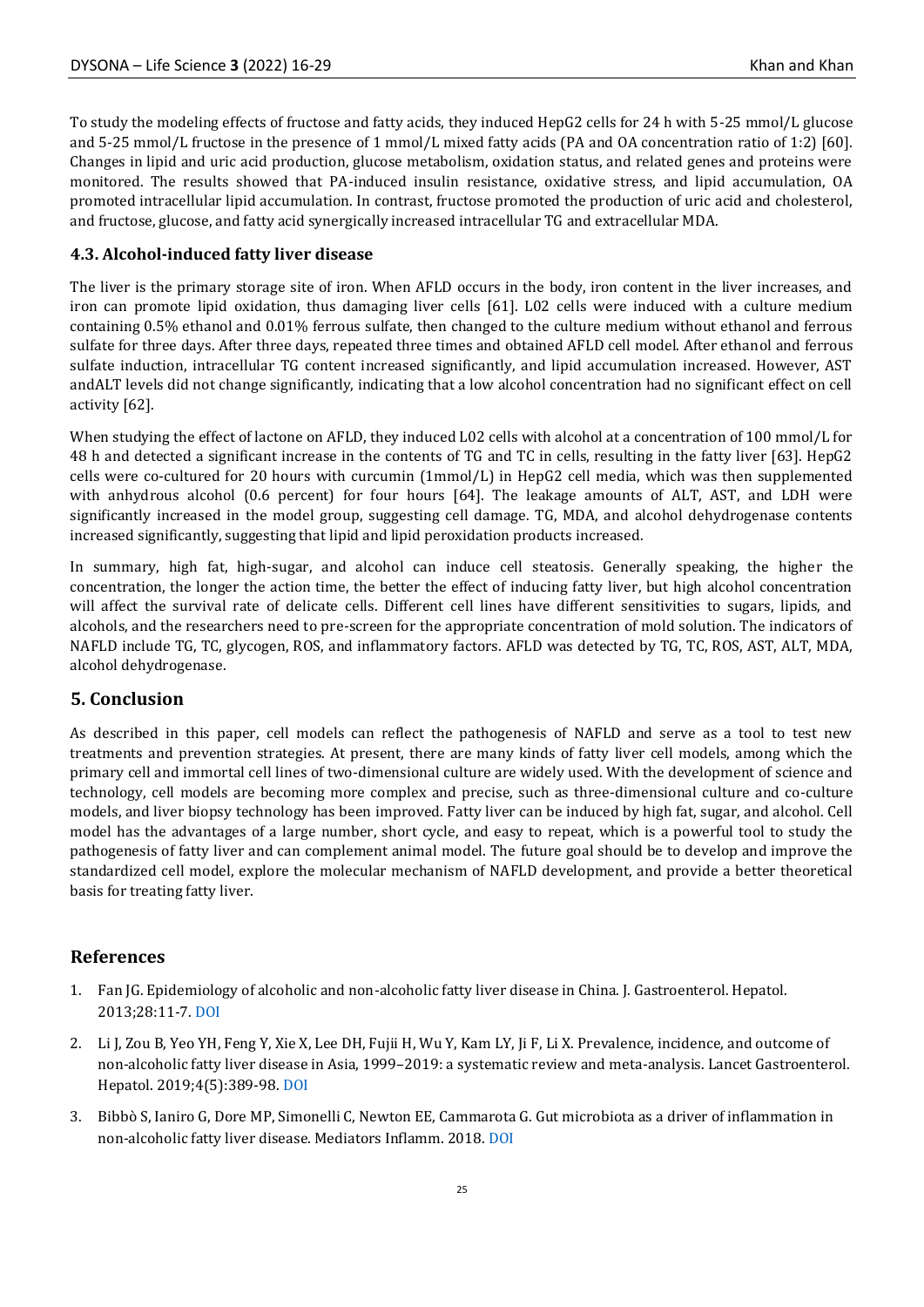To study the modeling effects of fructose and fatty acids, they induced HepG2 cells for 24 h with 5-25 mmol/L glucose and 5-25 mmol/L fructose in the presence of 1 mmol/L mixed fatty acids (PA and OA concentration ratio of 1:2) [60]. Changes in lipid and uric acid production, glucose metabolism, oxidation status, and related genes and proteins were monitored. The results showed that PA-induced insulin resistance, oxidative stress, and lipid accumulation, OA promoted intracellular lipid accumulation. In contrast, fructose promoted the production of uric acid and cholesterol, and fructose, glucose, and fatty acid synergically increased intracellular TG and extracellular MDA.

### 4.3. Alcohol-induced fatty liver disease

The liver is the primary storage site of iron. When AFLD occurs in the body, iron content in the liver increases, and iron can promote lipid oxidation, thus damaging liver cells [61]. L02 cells were induced with a culture medium containing 0.5% ethanol and 0.01% ferrous sulfate, then changed to the culture medium without ethanol and ferrous sulfate for three days. After three days, repeated three times and obtained AFLD cell model. After ethanol and ferrous sulfate induction, intracellular TG content increased significantly, and lipid accumulation increased. However, AST andALT levels did not change significantly, indicating that a low alcohol concentration had no significant effect on cell activity [62].

When studying the effect of lactone on AFLD, they induced L02 cells with alcohol at a concentration of 100 mmol/L for 48 h and detected a significant increase in the contents of TG and TC in cells, resulting in the fatty liver [63]. HepG2 cells were co-cultured for 20 hours with curcumin (1mmol/L) in HepG2 cell media, which was then supplemented with anhydrous alcohol (0.6 percent) for four hours [64]. The leakage amounts of ALT, AST, and LDH were significantly increased in the model group, suggesting cell damage. TG, MDA, and alcohol dehydrogenase contents increased significantly, suggesting that lipid and lipid peroxidation products increased.

In summary, high fat, high-sugar, and alcohol can induce cell steatosis. Generally speaking, the higher the concentration, the longer the action time, the better the effect of inducing fatty liver, but high alcohol concentration will affect the survival rate of delicate cells. Different cell lines have different sensitivities to sugars, lipids, and alcohols, and the researchers need to pre-screen for the appropriate concentration of mold solution. The indicators of NAFLD include TG, TC, glycogen, ROS, and inflammatory factors. AFLD was detected by TG, TC, ROS, AST, ALT, MDA, alcohol dehydrogenase.

## 5. Conclusion

As described in this paper, cell models can reflect the pathogenesis of NAFLD and serve as a tool to test new treatments and prevention strategies. At present, there are many kinds of fatty liver cell models, among which the primary cell and immortal cell lines of two-dimensional culture are widely used. With the development of science and technology, cell models are becoming more complex and precise, such as three-dimensional culture and co-culture models, and liver biopsy technology has been improved. Fatty liver can be induced by high fat, sugar, and alcohol. Cell model has the advantages of a large number, short cycle, and easy to repeat, which is a powerful tool to study the pathogenesis of fatty liver and can complement animal model. The future goal should be to develop and improve the standardized cell model, explore the molecular mechanism of NAFLD development, and provide a better theoretical basis for treating fatty liver.

## References

1. Fan JG. Epidemiology of alcoholic and non-alcoholic fatty liver disease in China. J. Gastroenterol. Hepatol. 2013;28:11-7. DOI
2. Li J, Zou B, Yeo YH, Feng Y, Xie X, Lee DH, Fujii H, Wu Y, Kam LY, Ji F, Li X. Prevalence, incidence, and outcome of non-alcoholic fatty liver disease in Asia, 1999–2019: a systematic review and meta-analysis. Lancet Gastroenterol. Hepatol. 2019;4(5):389-98. DOI
3. Bibbò S, Ianiro G, Dore MP, Simonelli C, Newton EE, Cammarota G. Gut microbiota as a driver of inflammation in non-alcoholic fatty liver disease. Mediators Inflamm. 2018. DOI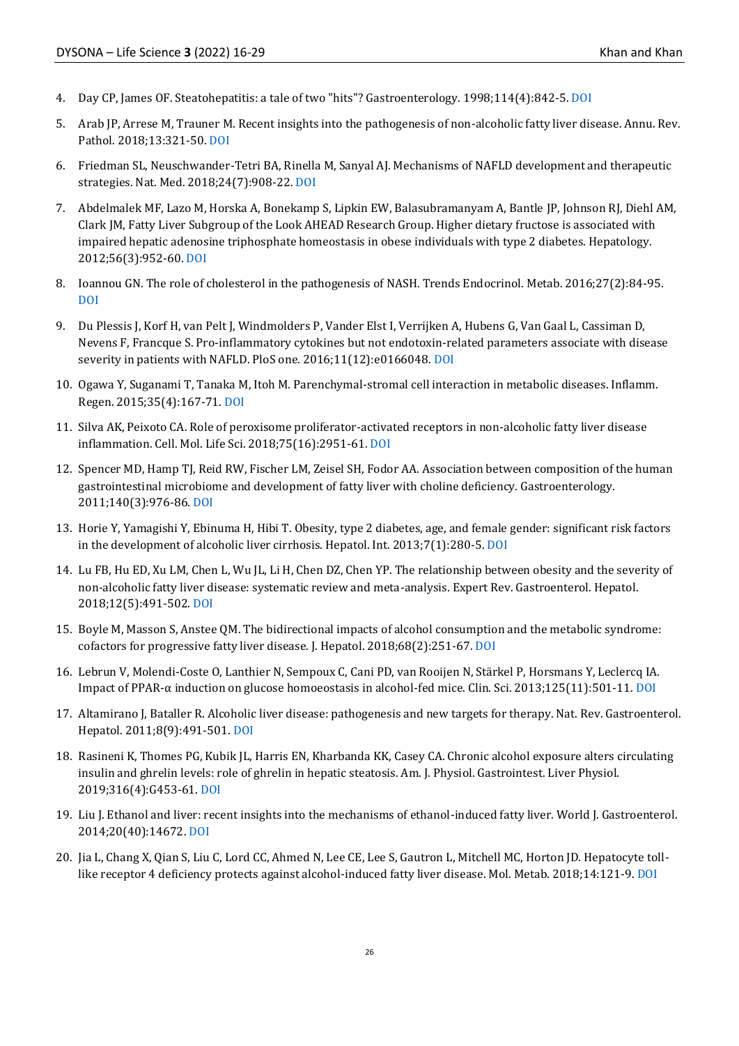4. Day CP, James OF. Steatohepatitis: a tale of two "hits"? Gastroenterology. 1998;114(4):842-5. DOI
5. Arab JP, Arrese M, Trauner M. Recent insights into the pathogenesis of non-alcoholic fatty liver disease. Annu. Rev. Pathol. 2018;13:321-50. DOI
6. Friedman SL, Neuschwander-Tetri BA, Rinella M, Sanyal AJ. Mechanisms of NAFLD development and therapeutic strategies. Nat. Med. 2018;24(7):908-22. DOI
7. Abdelmalek MF, Lazo M, Horska A, Bonekamp S, Lipkin EW, Balasubramanyam A, Bantle JP, Johnson RJ, Diehl AM, Clark JM, Fatty Liver Subgroup of the Look AHEAD Research Group. Higher dietary fructose is associated with impaired hepatic adenosine triphosphate homeostasis in obese individuals with type 2 diabetes. Hepatology. 2012;56(3):952-60. DOI
8. Ioannou GN. The role of cholesterol in the pathogenesis of NASH. Trends Endocrinol. Metab. 2016;27(2):84-95. DOI
9. Du Plessis J, Korf H, van Pelt J, Windmolders P, Vander Elst I, Verrijken A, Hubens G, Van Gaal L, Cassiman D, Nevens F, Francque S. Pro-inflammatory cytokines but not endotoxin-related parameters associate with disease severity in patients with NAFLD. PloS one. 2016;11(12):e0166048. DOI
10. Ogawa Y, Suganami T, Tanaka M, Itoh M. Parenchymal-stromal cell interaction in metabolic diseases. Inflamm. Regen. 2015;35(4):167-71. DOI
11. Silva AK, Peixoto CA. Role of peroxisome proliferator-activated receptors in non-alcoholic fatty liver disease inflammation. Cell. Mol. Life Sci. 2018;75(16):2951-61. DOI
12. Spencer MD, Hamp TJ, Reid RW, Fischer LM, Zeisel SH, Fodor AA. Association between composition of the human gastrointestinal microbiome and development of fatty liver with choline deficiency. Gastroenterology. 2011;140(3):976-86. DOI
13. Horie Y, Yamagishi Y, Ebinuma H, Hibi T. Obesity, type 2 diabetes, age, and female gender: significant risk factors in the development of alcoholic liver cirrhosis. Hepatol. Int. 2013;7(1):280-5. DOI
14. Lu FB, Hu ED, Xu LM, Chen L, Wu JL, Li H, Chen DZ, Chen YP. The relationship between obesity and the severity of non-alcoholic fatty liver disease: systematic review and meta-analysis. Expert Rev. Gastroenterol. Hepatol. 2018;12(5):491-502. DOI
15. Boyle M, Masson S, Anstee QM. The bidirectional impacts of alcohol consumption and the metabolic syndrome: cofactors for progressive fatty liver disease. J. Hepatol. 2018;68(2):251-67. DOI
16. Lebrun V, Molendi-Coste O, Lanthier N, Sempoux C, Cani PD, van Rooijen N, Stärkel P, Horsmans Y, Leclercq IA. Impact of PPAR-α induction on glucose homoeostasis in alcohol-fed mice. Clin. Sci. 2013;125(11):501-11. DOI
17. Altamirano J, Bataller R. Alcoholic liver disease: pathogenesis and new targets for therapy. Nat. Rev. Gastroenterol. Hepatol. 2011;8(9):491-501. DOI
18. Rasineni K, Thomes PG, Kubik JL, Harris EN, Kharbanda KK, Casey CA. Chronic alcohol exposure alters circulating insulin and ghrelin levels: role of ghrelin in hepatic steatosis. Am. J. Physiol. Gastrointest. Liver Physiol. 2019;316(4):G453-61. DOI
19. Liu J. Ethanol and liver: recent insights into the mechanisms of ethanol-induced fatty liver. World J. Gastroenterol. 2014;20(40):14672. DOI
20. Jia L, Chang X, Qian S, Liu C, Lord CC, Ahmed N, Lee CE, Lee S, Gautron L, Mitchell MC, Horton JD. Hepatocyte toll-like receptor 4 deficiency protects against alcohol-induced fatty liver disease. Mol. Metab. 2018;14:121-9. DOI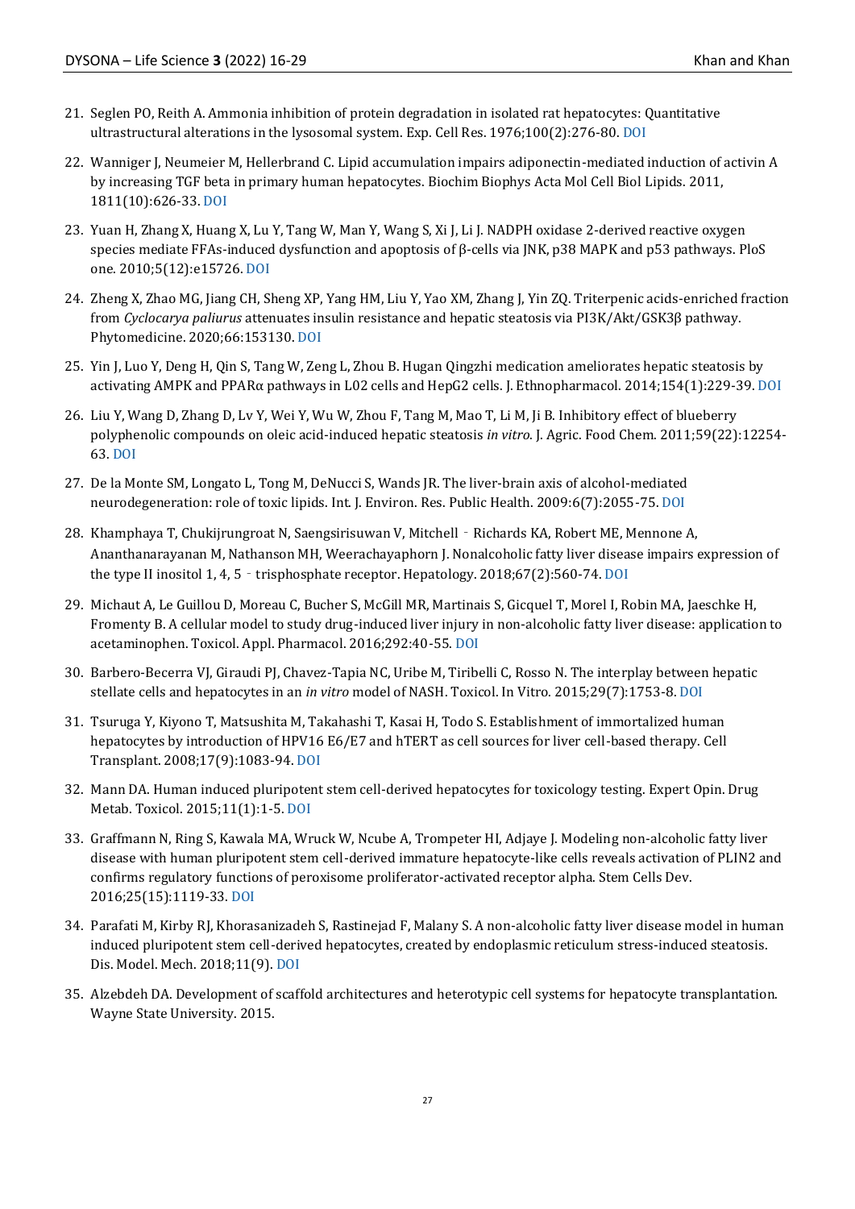21. Seglen PO, Reith A. Ammonia inhibition of protein degradation in isolated rat hepatocytes: Quantitative ultrastructural alterations in the lysosomal system. Exp. Cell Res. 1976;100(2):276-80. DOI

22. Wanniger J, Neumeier M, Hellerbrand C. Lipid accumulation impairs adiponectin-mediated induction of activin A by increasing TGF beta in primary human hepatocytes. Biochim Biophys Acta Mol Cell Biol Lipids. 2011, 1811(10):626-33. DOI

23. Yuan H, Zhang X, Huang X, Lu Y, Tang W, Man Y, Wang S, Xi J, Li J. NADPH oxidase 2-derived reactive oxygen species mediate FFAs-induced dysfunction and apoptosis of β-cells via JNK, p38 MAPK and p53 pathways. PloS one. 2010;5(12):e15726. DOI

24. Zheng X, Zhao MG, Jiang CH, Sheng XP, Yang HM, Liu Y, Yao XM, Zhang J, Yin ZQ. Triterpenic acids-enriched fraction from *Cyclocarya paliurus* attenuates insulin resistance and hepatic steatosis via PI3K/Akt/GSK3β pathway. Phytomedicine. 2020;66:153130. DOI

25. Yin J, Luo Y, Deng H, Qin S, Tang W, Zeng L, Zhou B. Hugan Qingzhi medication ameliorates hepatic steatosis by activating AMPK and PPARα pathways in L02 cells and HepG2 cells. J. Ethnopharmacol. 2014;154(1):229-39. DOI

26. Liu Y, Wang D, Zhang D, Lv Y, Wei Y, Wu W, Zhou F, Tang M, Mao T, Li M, Ji B. Inhibitory effect of blueberry polyphenolic compounds on oleic acid-induced hepatic steatosis *in vitro*. J. Agric. Food Chem. 2011;59(22):12254-63. DOI

27. De la Monte SM, Longato L, Tong M, DeNucci S, Wands JR. The liver-brain axis of alcohol-mediated neurodegeneration: role of toxic lipids. Int. J. Environ. Res. Public Health. 2009:6(7):2055-75. DOI

28. Khamphaya T, Chukijrungroat N, Saengsirisuwan V, Mitchell‐Richards KA, Robert ME, Mennone A, Ananthanarayanan M, Nathanson MH, Weerachayaphorn J. Nonalcoholic fatty liver disease impairs expression of the type II inositol 1, 4, 5‐trisphosphate receptor. Hepatology. 2018;67(2):560-74. DOI

29. Michaut A, Le Guillou D, Moreau C, Bucher S, McGill MR, Martinais S, Gicquel T, Morel I, Robin MA, Jaeschke H, Fromenty B. A cellular model to study drug-induced liver injury in non-alcoholic fatty liver disease: application to acetaminophen. Toxicol. Appl. Pharmacol. 2016;292:40-55. DOI

30. Barbero-Becerra VJ, Giraudi PJ, Chavez-Tapia NC, Uribe M, Tiribelli C, Rosso N. The interplay between hepatic stellate cells and hepatocytes in an *in vitro* model of NASH. Toxicol. In Vitro. 2015;29(7):1753-8. DOI

31. Tsuruga Y, Kiyono T, Matsushita M, Takahashi T, Kasai H, Todo S. Establishment of immortalized human hepatocytes by introduction of HPV16 E6/E7 and hTERT as cell sources for liver cell-based therapy. Cell Transplant. 2008;17(9):1083-94. DOI

32. Mann DA. Human induced pluripotent stem cell-derived hepatocytes for toxicology testing. Expert Opin. Drug Metab. Toxicol. 2015;11(1):1-5. DOI

33. Graffmann N, Ring S, Kawala MA, Wruck W, Ncube A, Trompeter HI, Adjaye J. Modeling non-alcoholic fatty liver disease with human pluripotent stem cell-derived immature hepatocyte-like cells reveals activation of PLIN2 and confirms regulatory functions of peroxisome proliferator-activated receptor alpha. Stem Cells Dev. 2016;25(15):1119-33. DOI

34. Parafati M, Kirby RJ, Khorasanizadeh S, Rastinejad F, Malany S. A non-alcoholic fatty liver disease model in human induced pluripotent stem cell-derived hepatocytes, created by endoplasmic reticulum stress-induced steatosis. Dis. Model. Mech. 2018;11(9). DOI

35. Alzebdeh DA. Development of scaffold architectures and heterotypic cell systems for hepatocyte transplantation. Wayne State University. 2015.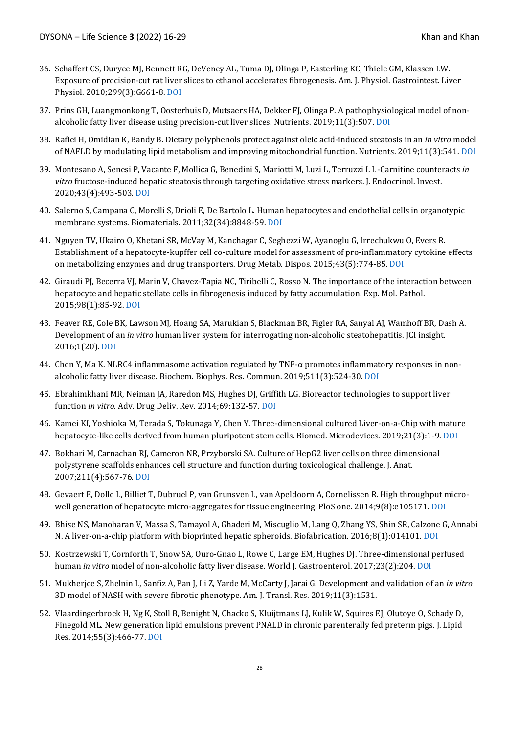36. Schaffert CS, Duryee MJ, Bennett RG, DeVeney AL, Tuma DJ, Olinga P, Easterling KC, Thiele GM, Klassen LW. Exposure of precision-cut rat liver slices to ethanol accelerates fibrogenesis. Am. J. Physiol. Gastrointest. Liver Physiol. 2010;299(3):G661-8. DOI

37. Prins GH, Luangmonkong T, Oosterhuis D, Mutsaers HA, Dekker FJ, Olinga P. A pathophysiological model of non-alcoholic fatty liver disease using precision-cut liver slices. Nutrients. 2019;11(3):507. DOI

38. Rafiei H, Omidian K, Bandy B. Dietary polyphenols protect against oleic acid-induced steatosis in an *in vitro* model of NAFLD by modulating lipid metabolism and improving mitochondrial function. Nutrients. 2019;11(3):541. DOI

39. Montesano A, Senesi P, Vacante F, Mollica G, Benedini S, Mariotti M, Luzi L, Terruzzi I. L-Carnitine counteracts *in vitro* fructose-induced hepatic steatosis through targeting oxidative stress markers. J. Endocrinol. Invest. 2020;43(4):493-503. DOI

40. Salerno S, Campana C, Morelli S, Drioli E, De Bartolo L. Human hepatocytes and endothelial cells in organotypic membrane systems. Biomaterials. 2011;32(34):8848-59. DOI

41. Nguyen TV, Ukairo O, Khetani SR, McVay M, Kanchagar C, Seghezzi W, Ayanoglu G, Irrechukwu O, Evers R. Establishment of a hepatocyte-kupffer cell co-culture model for assessment of pro-inflammatory cytokine effects on metabolizing enzymes and drug transporters. Drug Metab. Dispos. 2015;43(5):774-85. DOI

42. Giraudi PJ, Becerra VJ, Marin V, Chavez-Tapia NC, Tiribelli C, Rosso N. The importance of the interaction between hepatocyte and hepatic stellate cells in fibrogenesis induced by fatty accumulation. Exp. Mol. Pathol. 2015;98(1):85-92. DOI

43. Feaver RE, Cole BK, Lawson MJ, Hoang SA, Marukian S, Blackman BR, Figler RA, Sanyal AJ, Wamhoff BR, Dash A. Development of an *in vitro* human liver system for interrogating non-alcoholic steatohepatitis. JCI insight. 2016;1(20). DOI

44. Chen Y, Ma K. NLRC4 inflammasome activation regulated by TNF-α promotes inflammatory responses in non-alcoholic fatty liver disease. Biochem. Biophys. Res. Commun. 2019;511(3):524-30. DOI

45. Ebrahimkhani MR, Neiman JA, Raredon MS, Hughes DJ, Griffith LG. Bioreactor technologies to support liver function *in vitro*. Adv. Drug Deliv. Rev. 2014;69:132-57. DOI

46. Kamei KI, Yoshioka M, Terada S, Tokunaga Y, Chen Y. Three-dimensional cultured Liver-on-a-Chip with mature hepatocyte-like cells derived from human pluripotent stem cells. Biomed. Microdevices. 2019;21(3):1-9. DOI

47. Bokhari M, Carnachan RJ, Cameron NR, Przyborski SA. Culture of HepG2 liver cells on three dimensional polystyrene scaffolds enhances cell structure and function during toxicological challenge. J. Anat. 2007;211(4):567-76. DOI

48. Gevaert E, Dolle L, Billiet T, Dubruel P, van Grunsven L, van Apeldoorn A, Cornelissen R. High throughput micro-well generation of hepatocyte micro-aggregates for tissue engineering. PloS one. 2014;9(8):e105171. DOI

49. Bhise NS, Manoharan V, Massa S, Tamayol A, Ghaderi M, Miscuglio M, Lang Q, Zhang YS, Shin SR, Calzone G, Annabi N. A liver-on-a-chip platform with bioprinted hepatic spheroids. Biofabrication. 2016;8(1):014101. DOI

50. Kostrzewski T, Cornforth T, Snow SA, Ouro-Gnao L, Rowe C, Large EM, Hughes DJ. Three-dimensional perfused human *in vitro* model of non-alcoholic fatty liver disease. World J. Gastroenterol. 2017;23(2):204. DOI

51. Mukherjee S, Zhelnin L, Sanfiz A, Pan J, Li Z, Yarde M, McCarty J, Jarai G. Development and validation of an *in vitro* 3D model of NASH with severe fibrotic phenotype. Am. J. Transl. Res. 2019;11(3):1531.

52. Vlaardingerbroek H, Ng K, Stoll B, Benight N, Chacko S, Kluijtmans LJ, Kulik W, Squires EJ, Olutoye O, Schady D, Finegold ML. New generation lipid emulsions prevent PNALD in chronic parenterally fed preterm pigs. J. Lipid Res. 2014;55(3):466-77. DOI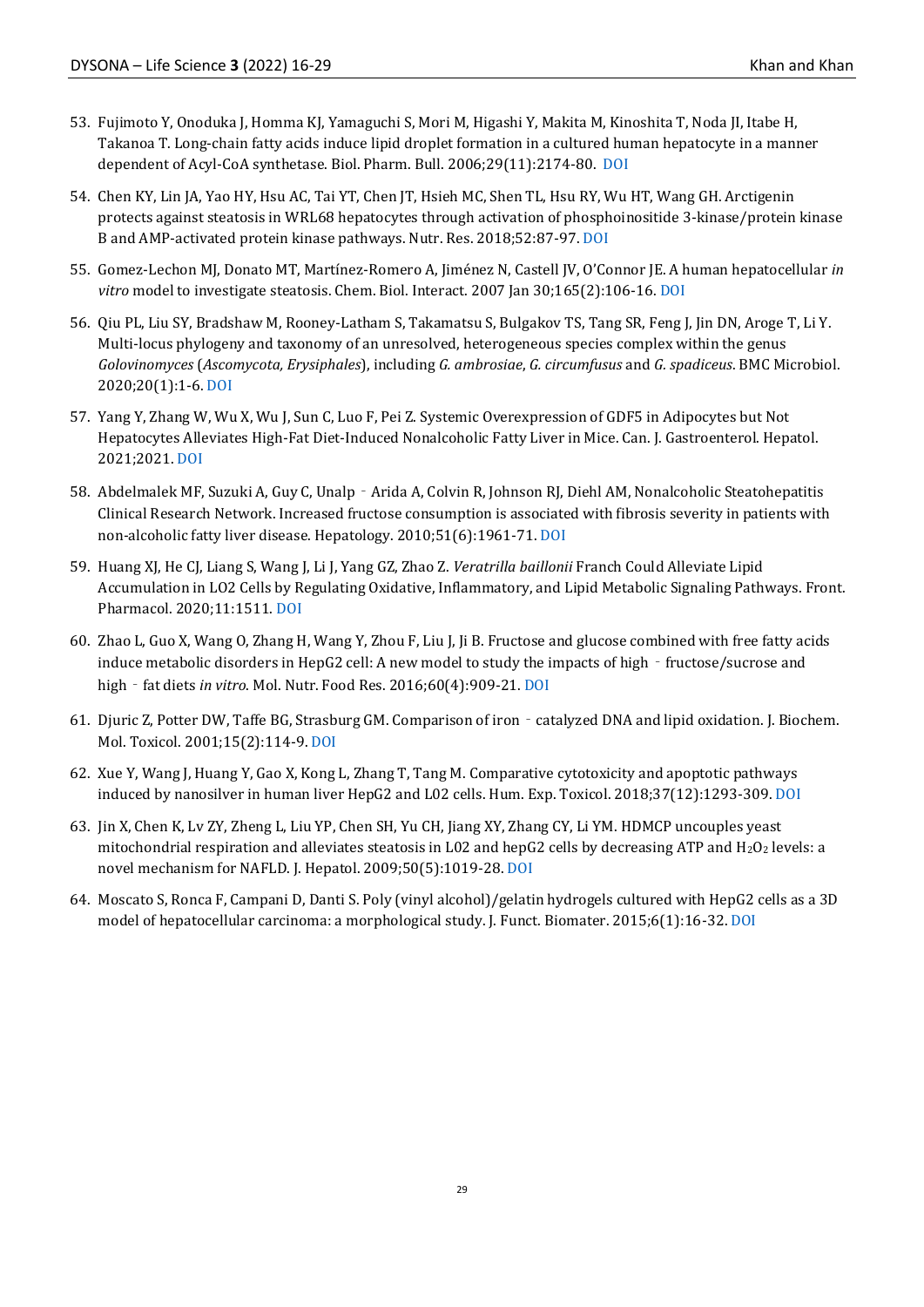53. Fujimoto Y, Onoduka J, Homma KJ, Yamaguchi S, Mori M, Higashi Y, Makita M, Kinoshita T, Noda JI, Itabe H, Takanoa T. Long-chain fatty acids induce lipid droplet formation in a cultured human hepatocyte in a manner dependent of Acyl-CoA synthetase. Biol. Pharm. Bull. 2006;29(11):2174-80. DOI

54. Chen KY, Lin JA, Yao HY, Hsu AC, Tai YT, Chen JT, Hsieh MC, Shen TL, Hsu RY, Wu HT, Wang GH. Arctigenin protects against steatosis in WRL68 hepatocytes through activation of phosphoinositide 3-kinase/protein kinase B and AMP-activated protein kinase pathways. Nutr. Res. 2018;52:87-97. DOI

55. Gomez-Lechon MJ, Donato MT, Martínez-Romero A, Jiménez N, Castell JV, O'Connor JE. A human hepatocellular *in vitro* model to investigate steatosis. Chem. Biol. Interact. 2007 Jan 30;165(2):106-16. DOI

56. Qiu PL, Liu SY, Bradshaw M, Rooney-Latham S, Takamatsu S, Bulgakov TS, Tang SR, Feng J, Jin DN, Aroge T, Li Y. Multi-locus phylogeny and taxonomy of an unresolved, heterogeneous species complex within the genus *Golovinomyces* (*Ascomycota, Erysiphales*), including *G. ambrosiae*, *G. circumfusus* and *G. spadiceus*. BMC Microbiol. 2020;20(1):1-6. DOI

57. Yang Y, Zhang W, Wu X, Wu J, Sun C, Luo F, Pei Z. Systemic Overexpression of GDF5 in Adipocytes but Not Hepatocytes Alleviates High-Fat Diet-Induced Nonalcoholic Fatty Liver in Mice. Can. J. Gastroenterol. Hepatol. 2021;2021. DOI

58. Abdelmalek MF, Suzuki A, Guy C, Unalp‐Arida A, Colvin R, Johnson RJ, Diehl AM, Nonalcoholic Steatohepatitis Clinical Research Network. Increased fructose consumption is associated with fibrosis severity in patients with non-alcoholic fatty liver disease. Hepatology. 2010;51(6):1961-71. DOI

59. Huang XJ, He CJ, Liang S, Wang J, Li J, Yang GZ, Zhao Z. *Veratrilla baillonii* Franch Could Alleviate Lipid Accumulation in LO2 Cells by Regulating Oxidative, Inflammatory, and Lipid Metabolic Signaling Pathways. Front. Pharmacol. 2020;11:1511. DOI

60. Zhao L, Guo X, Wang O, Zhang H, Wang Y, Zhou F, Liu J, Ji B. Fructose and glucose combined with free fatty acids induce metabolic disorders in HepG2 cell: A new model to study the impacts of high‐fructose/sucrose and high‐fat diets *in vitro*. Mol. Nutr. Food Res. 2016;60(4):909-21. DOI

61. Djuric Z, Potter DW, Taffe BG, Strasburg GM. Comparison of iron‐catalyzed DNA and lipid oxidation. J. Biochem. Mol. Toxicol. 2001;15(2):114-9. DOI

62. Xue Y, Wang J, Huang Y, Gao X, Kong L, Zhang T, Tang M. Comparative cytotoxicity and apoptotic pathways induced by nanosilver in human liver HepG2 and L02 cells. Hum. Exp. Toxicol. 2018;37(12):1293-309. DOI

63. Jin X, Chen K, Lv ZY, Zheng L, Liu YP, Chen SH, Yu CH, Jiang XY, Zhang CY, Li YM. HDMCP uncouples yeast mitochondrial respiration and alleviates steatosis in L02 and hepG2 cells by decreasing ATP and $H_2O_2$ levels: a novel mechanism for NAFLD. J. Hepatol. 2009;50(5):1019-28. DOI

64. Moscato S, Ronca F, Campani D, Danti S. Poly (vinyl alcohol)/gelatin hydrogels cultured with HepG2 cells as a 3D model of hepatocellular carcinoma: a morphological study. J. Funct. Biomater. 2015;6(1):16-32. DOI